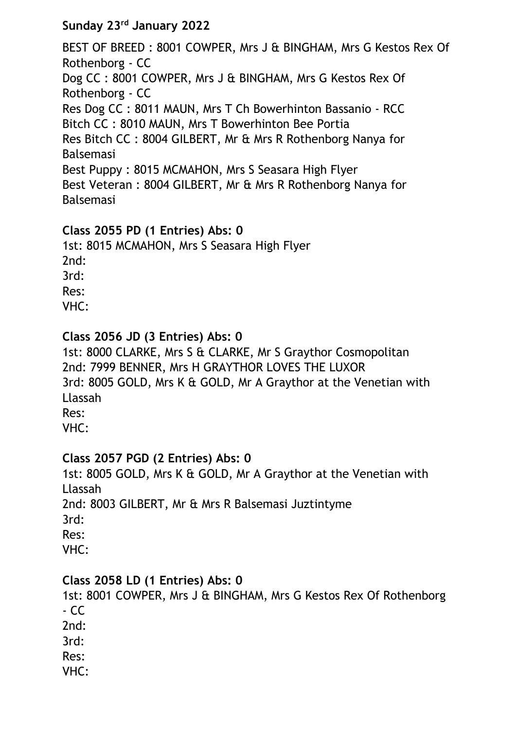**Sunday 23rd January 2022**

BEST OF BREED : 8001 COWPER, Mrs J & BINGHAM, Mrs G Kestos Rex Of Rothenborg - CC
Dog CC : 8001 COWPER, Mrs J & BINGHAM, Mrs G Kestos Rex Of Rothenborg - CC
Res Dog CC : 8011 MAUN, Mrs T Ch Bowerhinton Bassanio - RCC
Bitch CC : 8010 MAUN, Mrs T Bowerhinton Bee Portia
Res Bitch CC : 8004 GILBERT, Mr & Mrs R Rothenborg Nanya for Balsemasi
Best Puppy : 8015 MCMAHON, Mrs S Seasara High Flyer
Best Veteran : 8004 GILBERT, Mr & Mrs R Rothenborg Nanya for Balsemasi

**Class 2055 PD (1 Entries) Abs: 0**
1st: 8015 MCMAHON, Mrs S Seasara High Flyer
2nd:
3rd:
Res:
VHC:

**Class 2056 JD (3 Entries) Abs: 0**
1st: 8000 CLARKE, Mrs S & CLARKE, Mr S Graythor Cosmopolitan
2nd: 7999 BENNER, Mrs H GRAYTHOR LOVES THE LUXOR
3rd: 8005 GOLD, Mrs K & GOLD, Mr A Graythor at the Venetian with Llassah
Res:
VHC:

**Class 2057 PGD (2 Entries) Abs: 0**
1st: 8005 GOLD, Mrs K & GOLD, Mr A Graythor at the Venetian with Llassah
2nd: 8003 GILBERT, Mr & Mrs R Balsemasi Juztintyme
3rd:
Res:
VHC:

**Class 2058 LD (1 Entries) Abs: 0**
1st: 8001 COWPER, Mrs J & BINGHAM, Mrs G Kestos Rex Of Rothenborg - CC
2nd:
3rd:
Res:
VHC: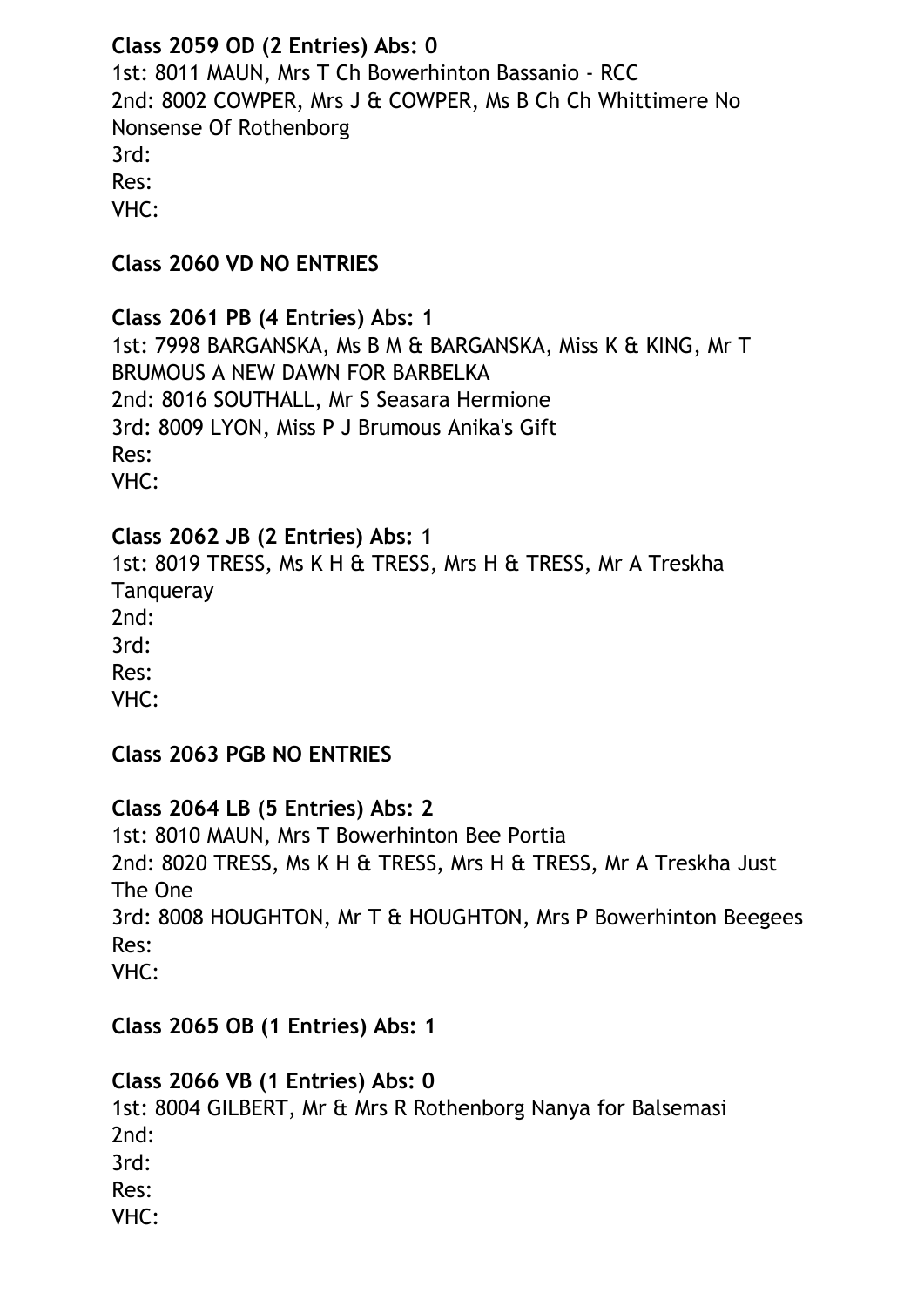**Class 2059 OD (2 Entries) Abs: 0**

1st: 8011 MAUN, Mrs T Ch Bowerhinton Bassanio - RCC
2nd: 8002 COWPER, Mrs J & COWPER, Ms B Ch Ch Whittimere No Nonsense Of Rothenborg
3rd:
Res:
VHC:

**Class 2060 VD NO ENTRIES**

**Class 2061 PB (4 Entries) Abs: 1**

1st: 7998 BARGANSKA, Ms B M & BARGANSKA, Miss K & KING, Mr T BRUMOUS A NEW DAWN FOR BARBELKA
2nd: 8016 SOUTHALL, Mr S Seasara Hermione
3rd: 8009 LYON, Miss P J Brumous Anika's Gift
Res:
VHC:

**Class 2062 JB (2 Entries) Abs: 1**

1st: 8019 TRESS, Ms K H & TRESS, Mrs H & TRESS, Mr A Treskha Tanqueray
2nd:
3rd:
Res:
VHC:

**Class 2063 PGB NO ENTRIES**

**Class 2064 LB (5 Entries) Abs: 2**

1st: 8010 MAUN, Mrs T Bowerhinton Bee Portia
2nd: 8020 TRESS, Ms K H & TRESS, Mrs H & TRESS, Mr A Treskha Just The One
3rd: 8008 HOUGHTON, Mr T & HOUGHTON, Mrs P Bowerhinton Beegees
Res:
VHC:

**Class 2065 OB (1 Entries) Abs: 1**

**Class 2066 VB (1 Entries) Abs: 0**

1st: 8004 GILBERT, Mr & Mrs R Rothenborg Nanya for Balsemasi
2nd:
3rd:
Res:
VHC: